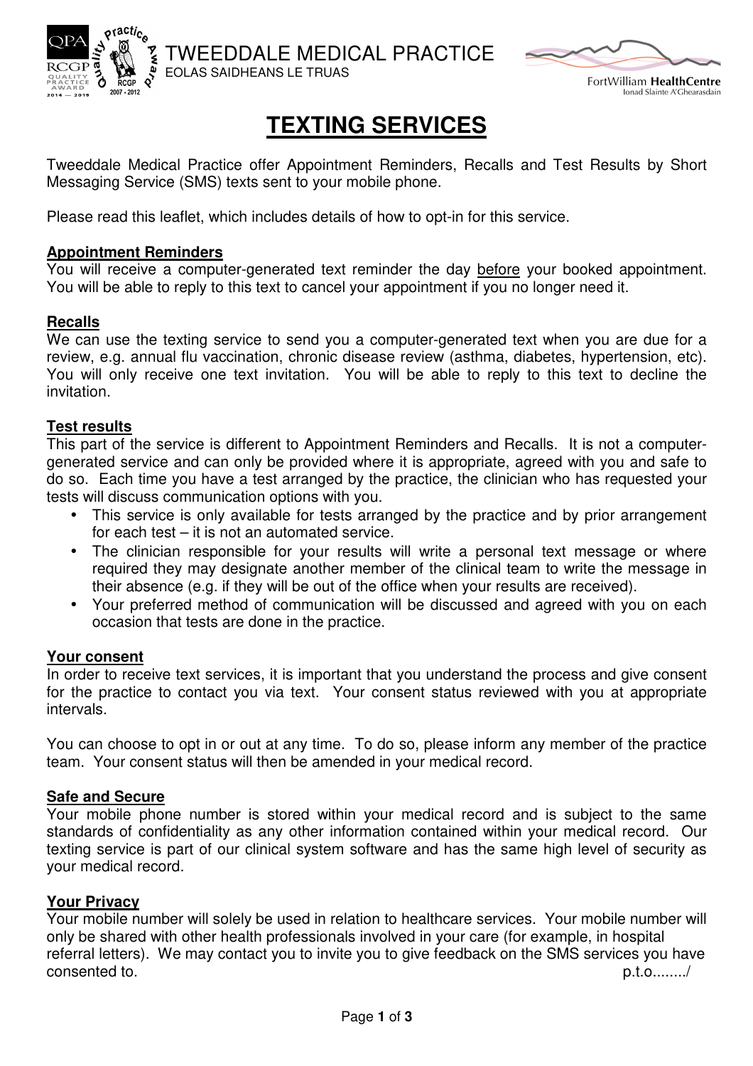TWEEDDALE MEDICAL PRACTICE
EOLAS SAIDHEANS LE TRUAS

FortWilliam HealthCentre
Ionad Slainte A'Ghearasdain

# TEXTING SERVICES

Tweeddale Medical Practice offer Appointment Reminders, Recalls and Test Results by Short Messaging Service (SMS) texts sent to your mobile phone.

Please read this leaflet, which includes details of how to opt-in for this service.

## Appointment Reminders

You will receive a computer-generated text reminder the day before your booked appointment. You will be able to reply to this text to cancel your appointment if you no longer need it.

## Recalls

We can use the texting service to send you a computer-generated text when you are due for a review, e.g. annual flu vaccination, chronic disease review (asthma, diabetes, hypertension, etc). You will only receive one text invitation. You will be able to reply to this text to decline the invitation.

## Test results

This part of the service is different to Appointment Reminders and Recalls. It is not a computer-generated service and can only be provided where it is appropriate, agreed with you and safe to do so. Each time you have a test arranged by the practice, the clinician who has requested your tests will discuss communication options with you.

- This service is only available for tests arranged by the practice and by prior arrangement for each test – it is not an automated service.
- The clinician responsible for your results will write a personal text message or where required they may designate another member of the clinical team to write the message in their absence (e.g. if they will be out of the office when your results are received).
- Your preferred method of communication will be discussed and agreed with you on each occasion that tests are done in the practice.

## Your consent

In order to receive text services, it is important that you understand the process and give consent for the practice to contact you via text. Your consent status reviewed with you at appropriate intervals.

You can choose to opt in or out at any time. To do so, please inform any member of the practice team. Your consent status will then be amended in your medical record.

## Safe and Secure

Your mobile phone number is stored within your medical record and is subject to the same standards of confidentiality as any other information contained within your medical record. Our texting service is part of our clinical system software and has the same high level of security as your medical record.

## Your Privacy

Your mobile number will solely be used in relation to healthcare services. Your mobile number will only be shared with other health professionals involved in your care (for example, in hospital referral letters). We may contact you to invite you to give feedback on the SMS services you have consented to.

p.t.o......../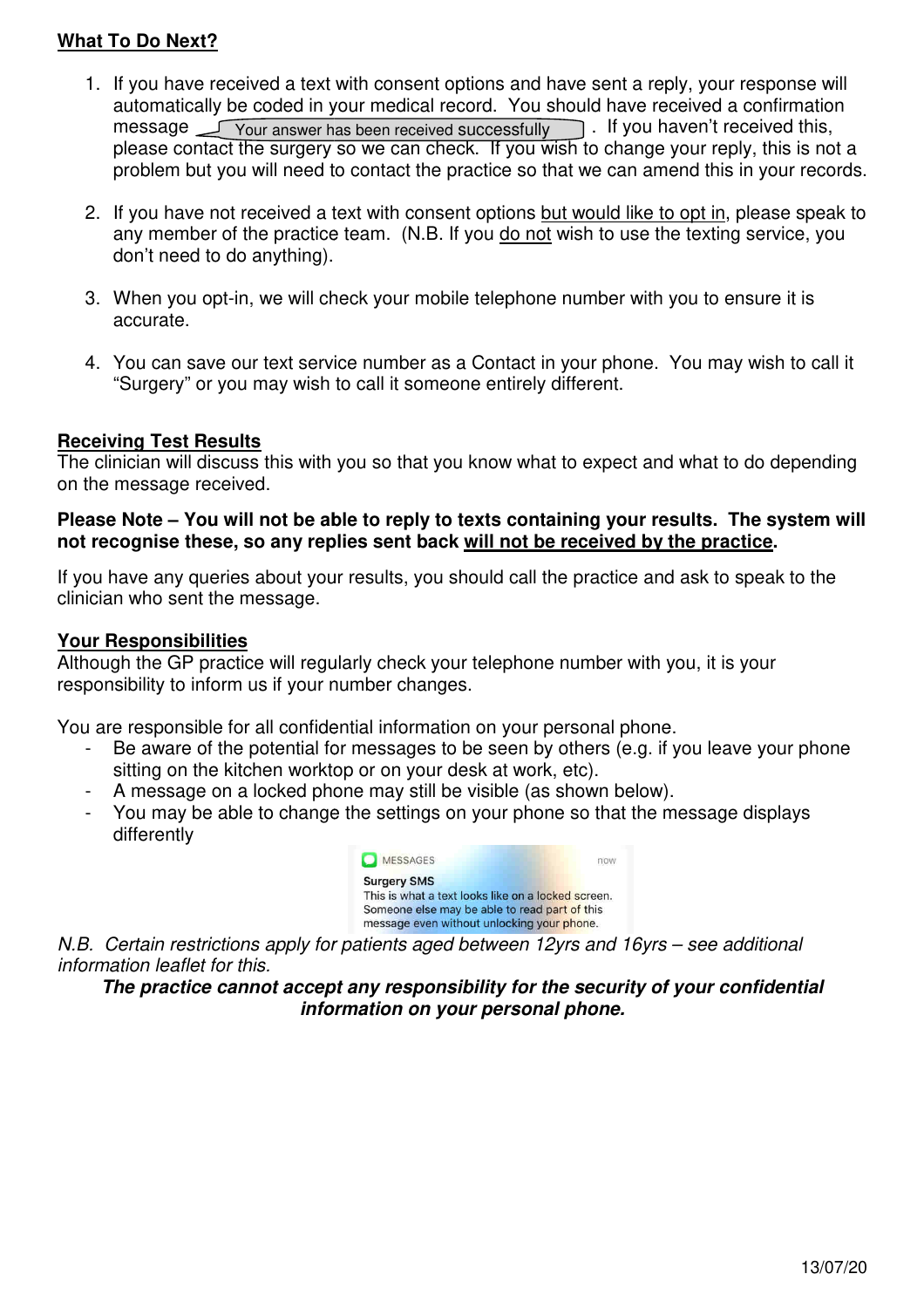**What To Do Next?**

1. If you have received a text with consent options and have sent a reply, your response will automatically be coded in your medical record. You should have received a confirmation message "Your answer has been received successfully". If you haven't received this, please contact the surgery so we can check. If you wish to change your reply, this is not a problem but you will need to contact the practice so that we can amend this in your records.
2. If you have not received a text with consent options but would like to opt in, please speak to any member of the practice team. (N.B. If you do not wish to use the texting service, you don't need to do anything).
3. When you opt-in, we will check your mobile telephone number with you to ensure it is accurate.
4. You can save our text service number as a Contact in your phone. You may wish to call it "Surgery" or you may wish to call it someone entirely different.

**Receiving Test Results**

The clinician will discuss this with you so that you know what to expect and what to do depending on the message received.

**Please Note – You will not be able to reply to texts containing your results. The system will not recognise these, so any replies sent back will not be received by the practice.**

If you have any queries about your results, you should call the practice and ask to speak to the clinician who sent the message.

**Your Responsibilities**

Although the GP practice will regularly check your telephone number with you, it is your responsibility to inform us if your number changes.

You are responsible for all confidential information on your personal phone.

- Be aware of the potential for messages to be seen by others (e.g. if you leave your phone sitting on the kitchen worktop or on your desk at work, etc).
- A message on a locked phone may still be visible (as shown below).
- You may be able to change the settings on your phone so that the message displays differently

MESSAGES — now
Surgery SMS
This is what a text looks like on a locked screen. Someone else may be able to read part of this message even without unlocking your phone.

*N.B. Certain restrictions apply for patients aged between 12yrs and 16yrs – see additional information leaflet for this.*

***The practice cannot accept any responsibility for the security of your confidential information on your personal phone.***

13/07/20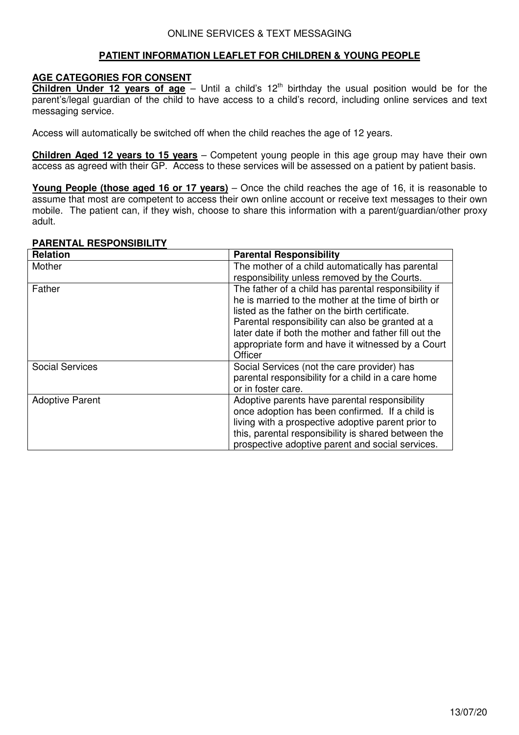ONLINE SERVICES & TEXT MESSAGING

## PATIENT INFORMATION LEAFLET FOR CHILDREN & YOUNG PEOPLE

### AGE CATEGORIES FOR CONSENT

**Children Under 12 years of age** – Until a child's 12th birthday the usual position would be for the parent's/legal guardian of the child to have access to a child's record, including online services and text messaging service.

Access will automatically be switched off when the child reaches the age of 12 years.

**Children Aged 12 years to 15 years** – Competent young people in this age group may have their own access as agreed with their GP. Access to these services will be assessed on a patient by patient basis.

**Young People (those aged 16 or 17 years)** – Once the child reaches the age of 16, it is reasonable to assume that most are competent to access their own online account or receive text messages to their own mobile. The patient can, if they wish, choose to share this information with a parent/guardian/other proxy adult.

### PARENTAL RESPONSIBILITY

| Relation | Parental Responsibility |
|---|---|
| Mother | The mother of a child automatically has parental responsibility unless removed by the Courts. |
| Father | The father of a child has parental responsibility if he is married to the mother at the time of birth or listed as the father on the birth certificate. Parental responsibility can also be granted at a later date if both the mother and father fill out the appropriate form and have it witnessed by a Court Officer |
| Social Services | Social Services (not the care provider) has parental responsibility for a child in a care home or in foster care. |
| Adoptive Parent | Adoptive parents have parental responsibility once adoption has been confirmed. If a child is living with a prospective adoptive parent prior to this, parental responsibility is shared between the prospective adoptive parent and social services. |

13/07/20